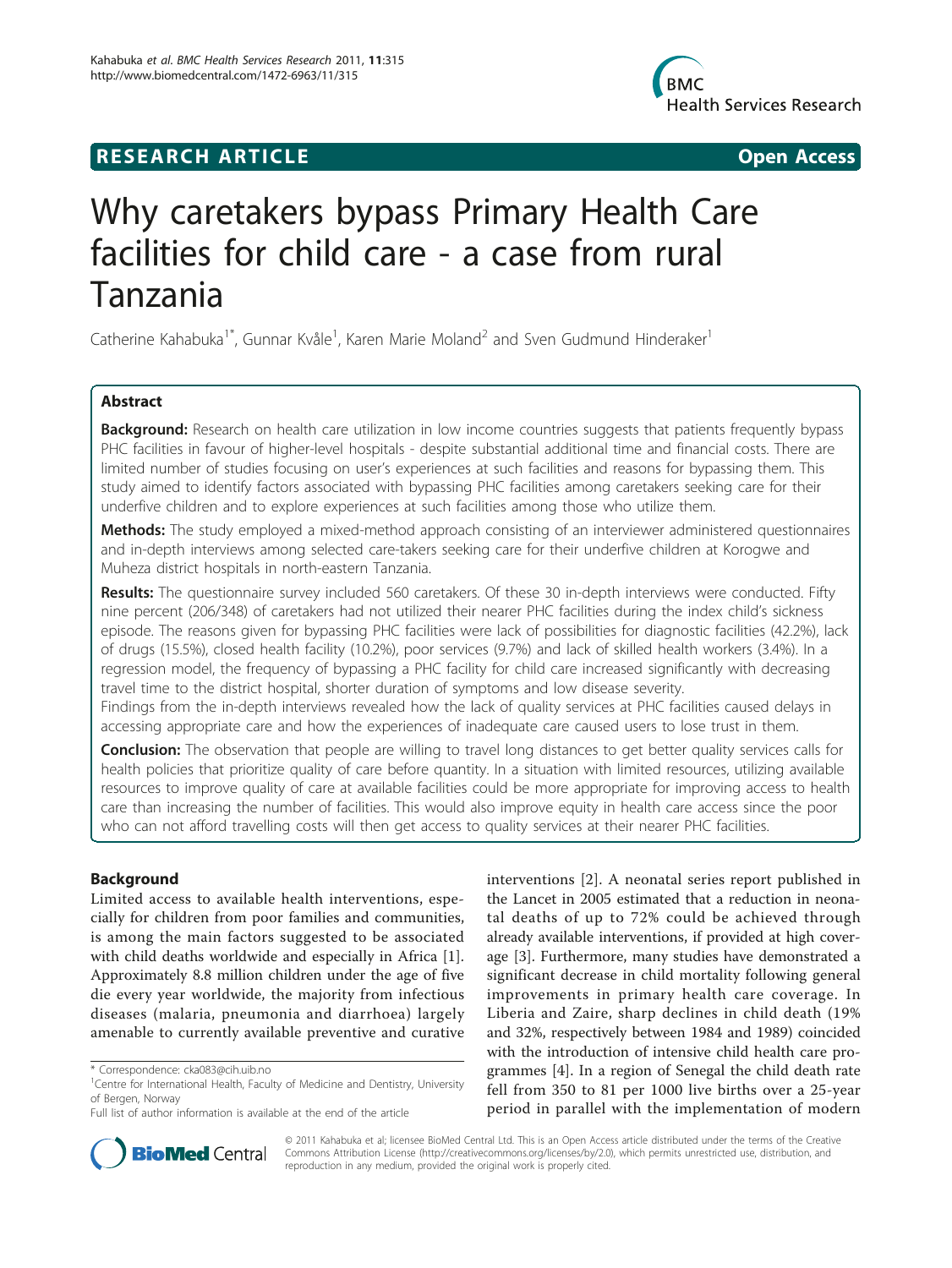**RESEARCH ARTICLE** **Open Access**

# Why caretakers bypass Primary Health Care facilities for child care - a case from rural Tanzania

Catherine Kahabuka[1*], Gunnar Kvåle[1], Karen Marie Moland[2] and Sven Gudmund Hinderaker[1]

## Abstract

**Background:** Research on health care utilization in low income countries suggests that patients frequently bypass PHC facilities in favour of higher-level hospitals - despite substantial additional time and financial costs. There are limited number of studies focusing on user's experiences at such facilities and reasons for bypassing them. This study aimed to identify factors associated with bypassing PHC facilities among caretakers seeking care for their underfive children and to explore experiences at such facilities among those who utilize them.

**Methods:** The study employed a mixed-method approach consisting of an interviewer administered questionnaires and in-depth interviews among selected care-takers seeking care for their underfive children at Korogwe and Muheza district hospitals in north-eastern Tanzania.

**Results:** The questionnaire survey included 560 caretakers. Of these 30 in-depth interviews were conducted. Fifty nine percent (206/348) of caretakers had not utilized their nearer PHC facilities during the index child's sickness episode. The reasons given for bypassing PHC facilities were lack of possibilities for diagnostic facilities (42.2%), lack of drugs (15.5%), closed health facility (10.2%), poor services (9.7%) and lack of skilled health workers (3.4%). In a regression model, the frequency of bypassing a PHC facility for child care increased significantly with decreasing travel time to the district hospital, shorter duration of symptoms and low disease severity.

Findings from the in-depth interviews revealed how the lack of quality services at PHC facilities caused delays in accessing appropriate care and how the experiences of inadequate care caused users to lose trust in them.

**Conclusion:** The observation that people are willing to travel long distances to get better quality services calls for health policies that prioritize quality of care before quantity. In a situation with limited resources, utilizing available resources to improve quality of care at available facilities could be more appropriate for improving access to health care than increasing the number of facilities. This would also improve equity in health care access since the poor who can not afford travelling costs will then get access to quality services at their nearer PHC facilities.

## Background

Limited access to available health interventions, especially for children from poor families and communities, is among the main factors suggested to be associated with child deaths worldwide and especially in Africa [1]. Approximately 8.8 million children under the age of five die every year worldwide, the majority from infectious diseases (malaria, pneumonia and diarrhoea) largely amenable to currently available preventive and curative interventions [2]. A neonatal series report published in the Lancet in 2005 estimated that a reduction in neonatal deaths of up to 72% could be achieved through already available interventions, if provided at high coverage [3]. Furthermore, many studies have demonstrated a significant decrease in child mortality following general improvements in primary health care coverage. In Liberia and Zaire, sharp declines in child death (19% and 32%, respectively between 1984 and 1989) coincided with the introduction of intensive child health care programmes [4]. In a region of Senegal the child death rate fell from 350 to 81 per 1000 live births over a 25-year period in parallel with the implementation of modern

\* Correspondence: cka083@cih.uib.no
[1]Centre for International Health, Faculty of Medicine and Dentistry, University of Bergen, Bergen, Norway
Full list of author information is available at the end of the article

© 2011 Kahabuka et al; licensee BioMed Central Ltd. This is an Open Access article distributed under the terms of the Creative Commons Attribution License (http://creativecommons.org/licenses/by/2.0), which permits unrestricted use, distribution, and reproduction in any medium, provided the original work is properly cited.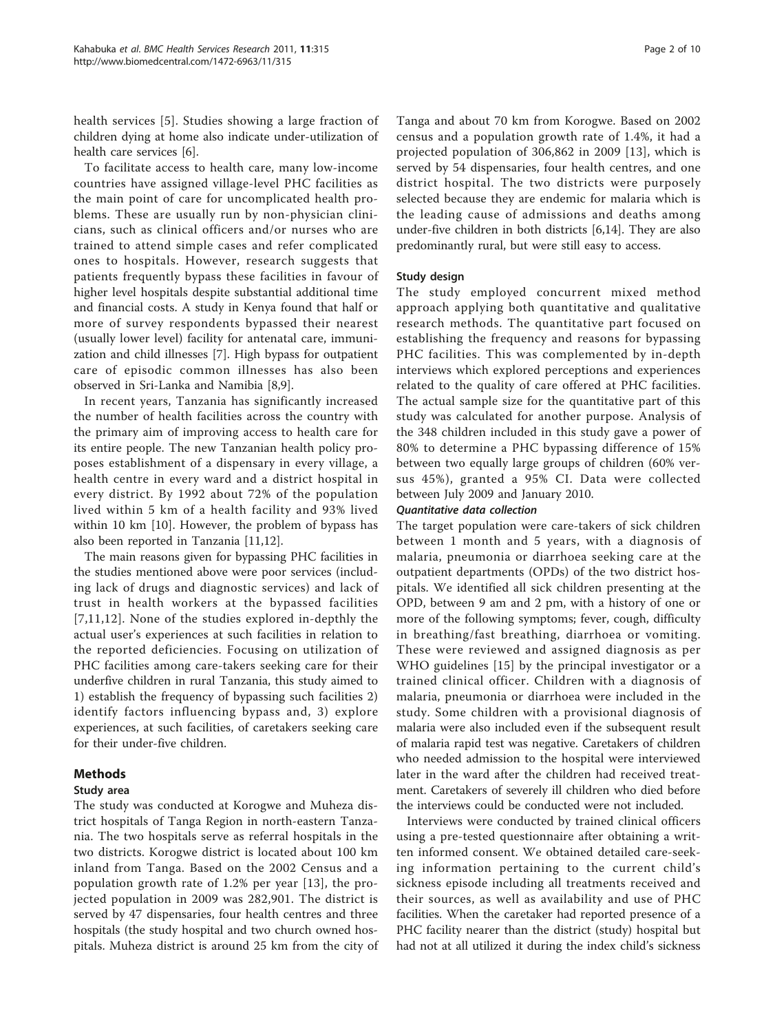health services [5]. Studies showing a large fraction of children dying at home also indicate under-utilization of health care services [6].

To facilitate access to health care, many low-income countries have assigned village-level PHC facilities as the main point of care for uncomplicated health problems. These are usually run by non-physician clinicians, such as clinical officers and/or nurses who are trained to attend simple cases and refer complicated ones to hospitals. However, research suggests that patients frequently bypass these facilities in favour of higher level hospitals despite substantial additional time and financial costs. A study in Kenya found that half or more of survey respondents bypassed their nearest (usually lower level) facility for antenatal care, immunization and child illnesses [7]. High bypass for outpatient care of episodic common illnesses has also been observed in Sri-Lanka and Namibia [8,9].

In recent years, Tanzania has significantly increased the number of health facilities across the country with the primary aim of improving access to health care for its entire people. The new Tanzanian health policy proposes establishment of a dispensary in every village, a health centre in every ward and a district hospital in every district. By 1992 about 72% of the population lived within 5 km of a health facility and 93% lived within 10 km [10]. However, the problem of bypass has also been reported in Tanzania [11,12].

The main reasons given for bypassing PHC facilities in the studies mentioned above were poor services (including lack of drugs and diagnostic services) and lack of trust in health workers at the bypassed facilities [7,11,12]. None of the studies explored in-depthly the actual user's experiences at such facilities in relation to the reported deficiencies. Focusing on utilization of PHC facilities among care-takers seeking care for their underfive children in rural Tanzania, this study aimed to 1) establish the frequency of bypassing such facilities 2) identify factors influencing bypass and, 3) explore experiences, at such facilities, of caretakers seeking care for their under-five children.

## Methods

### Study area

The study was conducted at Korogwe and Muheza district hospitals of Tanga Region in north-eastern Tanzania. The two hospitals serve as referral hospitals in the two districts. Korogwe district is located about 100 km inland from Tanga. Based on the 2002 Census and a population growth rate of 1.2% per year [13], the projected population in 2009 was 282,901. The district is served by 47 dispensaries, four health centres and three hospitals (the study hospital and two church owned hospitals. Muheza district is around 25 km from the city of Tanga and about 70 km from Korogwe. Based on 2002 census and a population growth rate of 1.4%, it had a projected population of 306,862 in 2009 [13], which is served by 54 dispensaries, four health centres, and one district hospital. The two districts were purposely selected because they are endemic for malaria which is the leading cause of admissions and deaths among under-five children in both districts [6,14]. They are also predominantly rural, but were still easy to access.

### Study design

The study employed concurrent mixed method approach applying both quantitative and qualitative research methods. The quantitative part focused on establishing the frequency and reasons for bypassing PHC facilities. This was complemented by in-depth interviews which explored perceptions and experiences related to the quality of care offered at PHC facilities. The actual sample size for the quantitative part of this study was calculated for another purpose. Analysis of the 348 children included in this study gave a power of 80% to determine a PHC bypassing difference of 15% between two equally large groups of children (60% versus 45%), granted a 95% CI. Data were collected between July 2009 and January 2010.

#### *Quantitative data collection*

The target population were care-takers of sick children between 1 month and 5 years, with a diagnosis of malaria, pneumonia or diarrhoea seeking care at the outpatient departments (OPDs) of the two district hospitals. We identified all sick children presenting at the OPD, between 9 am and 2 pm, with a history of one or more of the following symptoms; fever, cough, difficulty in breathing/fast breathing, diarrhoea or vomiting. These were reviewed and assigned diagnosis as per WHO guidelines [15] by the principal investigator or a trained clinical officer. Children with a diagnosis of malaria, pneumonia or diarrhoea were included in the study. Some children with a provisional diagnosis of malaria were also included even if the subsequent result of malaria rapid test was negative. Caretakers of children who needed admission to the hospital were interviewed later in the ward after the children had received treatment. Caretakers of severely ill children who died before the interviews could be conducted were not included.

Interviews were conducted by trained clinical officers using a pre-tested questionnaire after obtaining a written informed consent. We obtained detailed care-seeking information pertaining to the current child's sickness episode including all treatments received and their sources, as well as availability and use of PHC facilities. When the caretaker had reported presence of a PHC facility nearer than the district (study) hospital but had not at all utilized it during the index child's sickness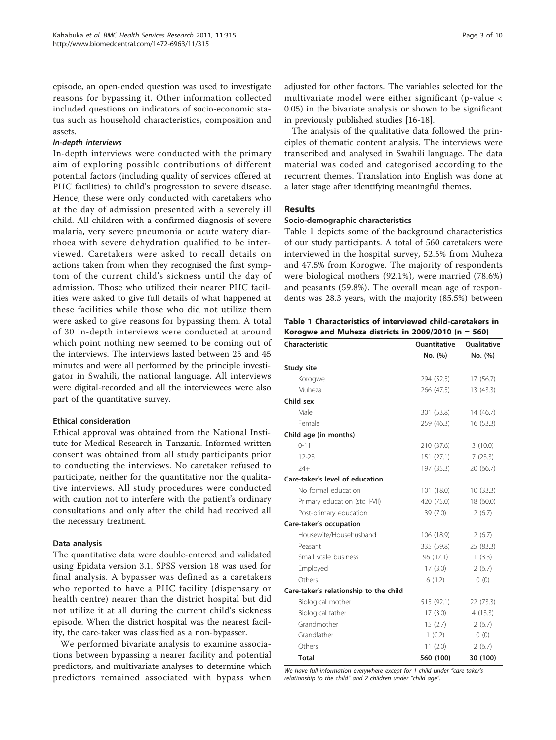episode, an open-ended question was used to investigate reasons for bypassing it. Other information collected included questions on indicators of socio-economic status such as household characteristics, composition and assets.

#### *In-depth interviews*

In-depth interviews were conducted with the primary aim of exploring possible contributions of different potential factors (including quality of services offered at PHC facilities) to child's progression to severe disease. Hence, these were only conducted with caretakers who at the day of admission presented with a severely ill child. All children with a confirmed diagnosis of severe malaria, very severe pneumonia or acute watery diarrhoea with severe dehydration qualified to be interviewed. Caretakers were asked to recall details on actions taken from when they recognised the first symptom of the current child's sickness until the day of admission. Those who utilized their nearer PHC facilities were asked to give full details of what happened at these facilities while those who did not utilize them were asked to give reasons for bypassing them. A total of 30 in-depth interviews were conducted at around which point nothing new seemed to be coming out of the interviews. The interviews lasted between 25 and 45 minutes and were all performed by the principle investigator in Swahili, the national language. All interviews were digital-recorded and all the interviewees were also part of the quantitative survey.

### Ethical consideration

Ethical approval was obtained from the National Institute for Medical Research in Tanzania. Informed written consent was obtained from all study participants prior to conducting the interviews. No caretaker refused to participate, neither for the quantitative nor the qualitative interviews. All study procedures were conducted with caution not to interfere with the patient's ordinary consultations and only after the child had received all the necessary treatment.

### Data analysis

The quantitative data were double-entered and validated using Epidata version 3.1. SPSS version 18 was used for final analysis. A bypasser was defined as a caretakers who reported to have a PHC facility (dispensary or health centre) nearer than the district hospital but did not utilize it at all during the current child's sickness episode. When the district hospital was the nearest facility, the care-taker was classified as a non-bypasser.

We performed bivariate analysis to examine associations between bypassing a nearer facility and potential predictors, and multivariate analyses to determine which predictors remained associated with bypass when adjusted for other factors. The variables selected for the multivariate model were either significant (p-value < 0.05) in the bivariate analysis or shown to be significant in previously published studies [16-18].

The analysis of the qualitative data followed the principles of thematic content analysis. The interviews were transcribed and analysed in Swahili language. The data material was coded and categorised according to the recurrent themes. Translation into English was done at a later stage after identifying meaningful themes.

## Results

### Socio-demographic characteristics

Table 1 depicts some of the background characteristics of our study participants. A total of 560 caretakers were interviewed in the hospital survey, 52.5% from Muheza and 47.5% from Korogwe. The majority of respondents were biological mothers (92.1%), were married (78.6%) and peasants (59.8%). The overall mean age of respondents was 28.3 years, with the majority (85.5%) between

**Table 1 Characteristics of interviewed child-caretakers in Korogwe and Muheza districts in 2009/2010 (n = 560)**

| Characteristic | Quantitative No. (%) | Qualitative No. (%) |
|---|---|---|
| **Study site** | | |
| Korogwe | 294 (52.5) | 17 (56.7) |
| Muheza | 266 (47.5) | 13 (43.3) |
| **Child sex** | | |
| Male | 301 (53.8) | 14 (46.7) |
| Female | 259 (46.3) | 16 (53.3) |
| **Child age (in months)** | | |
| 0-11 | 210 (37.6) | 3 (10.0) |
| 12-23 | 151 (27.1) | 7 (23.3) |
| 24+ | 197 (35.3) | 20 (66.7) |
| **Care-taker's level of education** | | |
| No formal education | 101 (18.0) | 10 (33.3) |
| Primary education (std I-VII) | 420 (75.0) | 18 (60.0) |
| Post-primary education | 39 (7.0) | 2 (6.7) |
| **Care-taker's occupation** | | |
| Housewife/Househusband | 106 (18.9) | 2 (6.7) |
| Peasant | 335 (59.8) | 25 (83.3) |
| Small scale business | 96 (17.1) | 1 (3.3) |
| Employed | 17 (3.0) | 2 (6.7) |
| Others | 6 (1.2) | 0 (0) |
| **Care-taker's relationship to the child** | | |
| Biological mother | 515 (92.1) | 22 (73.3) |
| Biological father | 17 (3.0) | 4 (13.3) |
| Grandmother | 15 (2.7) | 2 (6.7) |
| Grandfather | 1 (0.2) | 0 (0) |
| Others | 11 (2.0) | 2 (6.7) |
| **Total** | **560 (100)** | **30 (100)** |

*We have full information everywhere except for 1 child under "care-taker's relationship to the child" and 2 children under "child age".*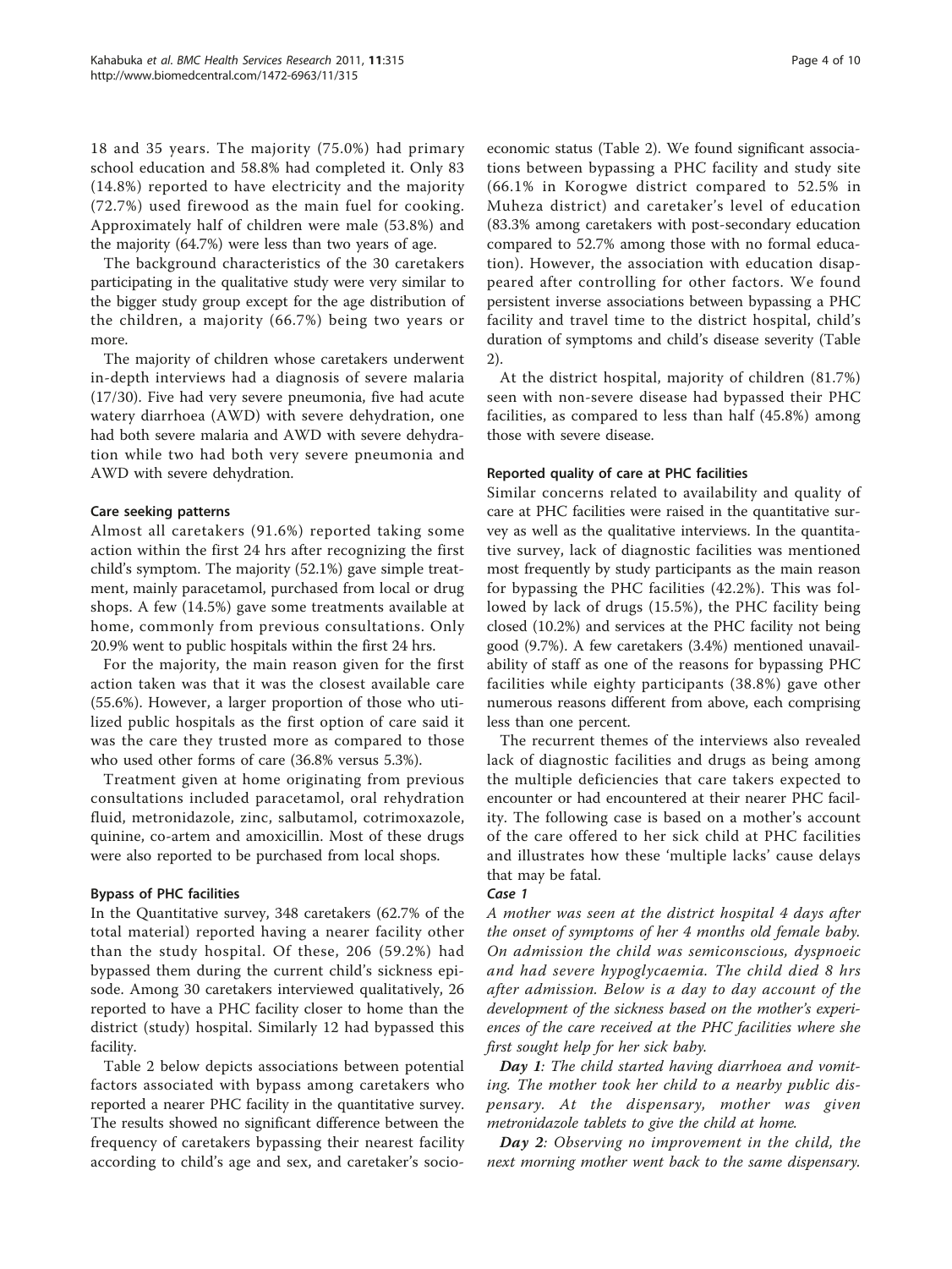18 and 35 years. The majority (75.0%) had primary school education and 58.8% had completed it. Only 83 (14.8%) reported to have electricity and the majority (72.7%) used firewood as the main fuel for cooking. Approximately half of children were male (53.8%) and the majority (64.7%) were less than two years of age.

The background characteristics of the 30 caretakers participating in the qualitative study were very similar to the bigger study group except for the age distribution of the children, a majority (66.7%) being two years or more.

The majority of children whose caretakers underwent in-depth interviews had a diagnosis of severe malaria (17/30). Five had very severe pneumonia, five had acute watery diarrhoea (AWD) with severe dehydration, one had both severe malaria and AWD with severe dehydration while two had both very severe pneumonia and AWD with severe dehydration.

#### Care seeking patterns

Almost all caretakers (91.6%) reported taking some action within the first 24 hrs after recognizing the first child's symptom. The majority (52.1%) gave simple treatment, mainly paracetamol, purchased from local or drug shops. A few (14.5%) gave some treatments available at home, commonly from previous consultations. Only 20.9% went to public hospitals within the first 24 hrs.

For the majority, the main reason given for the first action taken was that it was the closest available care (55.6%). However, a larger proportion of those who utilized public hospitals as the first option of care said it was the care they trusted more as compared to those who used other forms of care (36.8% versus 5.3%).

Treatment given at home originating from previous consultations included paracetamol, oral rehydration fluid, metronidazole, zinc, salbutamol, cotrimoxazole, quinine, co-artem and amoxicillin. Most of these drugs were also reported to be purchased from local shops.

#### Bypass of PHC facilities

In the Quantitative survey, 348 caretakers (62.7% of the total material) reported having a nearer facility other than the study hospital. Of these, 206 (59.2%) had bypassed them during the current child's sickness episode. Among 30 caretakers interviewed qualitatively, 26 reported to have a PHC facility closer to home than the district (study) hospital. Similarly 12 had bypassed this facility.

Table 2 below depicts associations between potential factors associated with bypass among caretakers who reported a nearer PHC facility in the quantitative survey. The results showed no significant difference between the frequency of caretakers bypassing their nearest facility according to child's age and sex, and caretaker's socio-economic status (Table 2). We found significant associations between bypassing a PHC facility and study site (66.1% in Korogwe district compared to 52.5% in Muheza district) and caretaker's level of education (83.3% among caretakers with post-secondary education compared to 52.7% among those with no formal education). However, the association with education disappeared after controlling for other factors. We found persistent inverse associations between bypassing a PHC facility and travel time to the district hospital, child's duration of symptoms and child's disease severity (Table 2).

At the district hospital, majority of children (81.7%) seen with non-severe disease had bypassed their PHC facilities, as compared to less than half (45.8%) among those with severe disease.

#### Reported quality of care at PHC facilities

Similar concerns related to availability and quality of care at PHC facilities were raised in the quantitative survey as well as the qualitative interviews. In the quantitative survey, lack of diagnostic facilities was mentioned most frequently by study participants as the main reason for bypassing the PHC facilities (42.2%). This was followed by lack of drugs (15.5%), the PHC facility being closed (10.2%) and services at the PHC facility not being good (9.7%). A few caretakers (3.4%) mentioned unavailability of staff as one of the reasons for bypassing PHC facilities while eighty participants (38.8%) gave other numerous reasons different from above, each comprising less than one percent.

The recurrent themes of the interviews also revealed lack of diagnostic facilities and drugs as being among the multiple deficiencies that care takers expected to encounter or had encountered at their nearer PHC facility. The following case is based on a mother's account of the care offered to her sick child at PHC facilities and illustrates how these 'multiple lacks' cause delays that may be fatal.

##### Case 1

*A mother was seen at the district hospital 4 days after the onset of symptoms of her 4 months old female baby. On admission the child was semiconscious, dyspnoeic and had severe hypoglycaemia. The child died 8 hrs after admission. Below is a day to day account of the development of the sickness based on the mother's experiences of the care received at the PHC facilities where she first sought help for her sick baby.*

***Day 1***: *The child started having diarrhoea and vomiting. The mother took her child to a nearby public dispensary. At the dispensary, mother was given metronidazole tablets to give the child at home.*

***Day 2***: *Observing no improvement in the child, the next morning mother went back to the same dispensary.*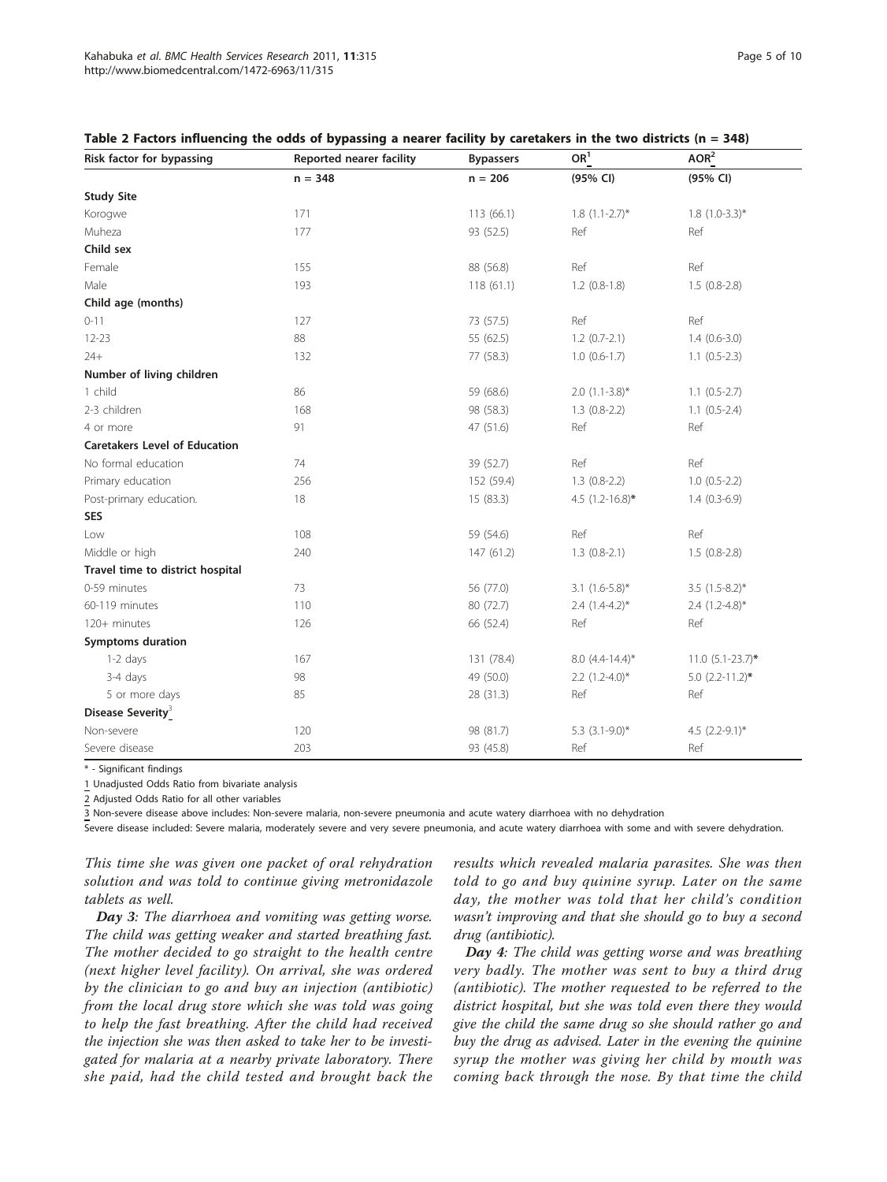**Table 2 Factors influencing the odds of bypassing a nearer facility by caretakers in the two districts (n = 348)**

| Risk factor for bypassing | Reported nearer facility | Bypassers | OR[1] | AOR[2] |
|---|---|---|---|---|
| | n = 348 | n = 206 | (95% CI) | (95% CI) |
| **Study Site** | | | | |
| Korogwe | 171 | 113 (66.1) | 1.8 (1.1-2.7)* | 1.8 (1.0-3.3)* |
| Muheza | 177 | 93 (52.5) | Ref | Ref |
| **Child sex** | | | | |
| Female | 155 | 88 (56.8) | Ref | Ref |
| Male | 193 | 118 (61.1) | 1.2 (0.8-1.8) | 1.5 (0.8-2.8) |
| **Child age (months)** | | | | |
| 0-11 | 127 | 73 (57.5) | Ref | Ref |
| 12-23 | 88 | 55 (62.5) | 1.2 (0.7-2.1) | 1.4 (0.6-3.0) |
| 24+ | 132 | 77 (58.3) | 1.0 (0.6-1.7) | 1.1 (0.5-2.3) |
| **Number of living children** | | | | |
| 1 child | 86 | 59 (68.6) | 2.0 (1.1-3.8)* | 1.1 (0.5-2.7) |
| 2-3 children | 168 | 98 (58.3) | 1.3 (0.8-2.2) | 1.1 (0.5-2.4) |
| 4 or more | 91 | 47 (51.6) | Ref | Ref |
| **Caretakers Level of Education** | | | | |
| No formal education | 74 | 39 (52.7) | Ref | Ref |
| Primary education | 256 | 152 (59.4) | 1.3 (0.8-2.2) | 1.0 (0.5-2.2) |
| Post-primary education. | 18 | 15 (83.3) | 4.5 (1.2-16.8)* | 1.4 (0.3-6.9) |
| **SES** | | | | |
| Low | 108 | 59 (54.6) | Ref | Ref |
| Middle or high | 240 | 147 (61.2) | 1.3 (0.8-2.1) | 1.5 (0.8-2.8) |
| **Travel time to district hospital** | | | | |
| 0-59 minutes | 73 | 56 (77.0) | 3.1 (1.6-5.8)* | 3.5 (1.5-8.2)* |
| 60-119 minutes | 110 | 80 (72.7) | 2.4 (1.4-4.2)* | 2.4 (1.2-4.8)* |
| 120+ minutes | 126 | 66 (52.4) | Ref | Ref |
| **Symptoms duration** | | | | |
| 1-2 days | 167 | 131 (78.4) | 8.0 (4.4-14.4)* | 11.0 (5.1-23.7)* |
| 3-4 days | 98 | 49 (50.0) | 2.2 (1.2-4.0)* | 5.0 (2.2-11.2)* |
| 5 or more days | 85 | 28 (31.3) | Ref | Ref |
| **Disease Severity**[3] | | | | |
| Non-severe | 120 | 98 (81.7) | 5.3 (3.1-9.0)* | 4.5 (2.2-9.1)* |
| Severe disease | 203 | 93 (45.8) | Ref | Ref |

\* - Significant findings

1 Unadjusted Odds Ratio from bivariate analysis

2 Adjusted Odds Ratio for all other variables

3 Non-severe disease above includes: Non-severe malaria, non-severe pneumonia and acute watery diarrhoea with no dehydration

Severe disease included: Severe malaria, moderately severe and very severe pneumonia, and acute watery diarrhoea with some and with severe dehydration.

*This time she was given one packet of oral rehydration solution and was told to continue giving metronidazole tablets as well.*

***Day 3****: The diarrhoea and vomiting was getting worse. The child was getting weaker and started breathing fast. The mother decided to go straight to the health centre (next higher level facility). On arrival, she was ordered by the clinician to go and buy an injection (antibiotic) from the local drug store which she was told was going to help the fast breathing. After the child had received the injection she was then asked to take her to be investigated for malaria at a nearby private laboratory. There she paid, had the child tested and brought back the results which revealed malaria parasites. She was then told to go and buy quinine syrup. Later on the same day, the mother was told that her child's condition wasn't improving and that she should go to buy a second drug (antibiotic).*

***Day 4****: The child was getting worse and was breathing very badly. The mother was sent to buy a third drug (antibiotic). The mother requested to be referred to the district hospital, but she was told even there they would give the child the same drug so she should rather go and buy the drug as advised. Later in the evening the quinine syrup the mother was giving her child by mouth was coming back through the nose. By that time the child*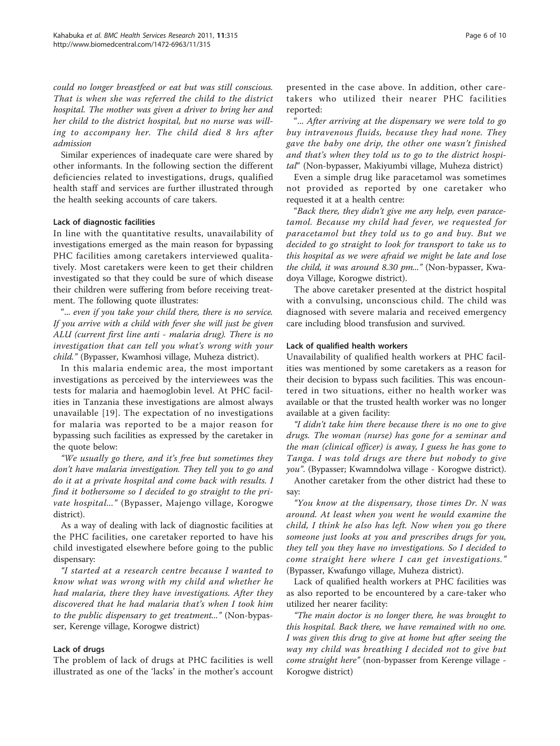*could no longer breastfeed or eat but was still conscious. That is when she was referred the child to the district hospital. The mother was given a driver to bring her and her child to the district hospital, but no nurse was willing to accompany her. The child died 8 hrs after admission*

Similar experiences of inadequate care were shared by other informants. In the following section the different deficiencies related to investigations, drugs, qualified health staff and services are further illustrated through the health seeking accounts of care takers.

#### Lack of diagnostic facilities

In line with the quantitative results, unavailability of investigations emerged as the main reason for bypassing PHC facilities among caretakers interviewed qualitatively. Most caretakers were keen to get their children investigated so that they could be sure of which disease their children were suffering from before receiving treatment. The following quote illustrates:

"*... even if you take your child there, there is no service. If you arrive with a child with fever she will just be given ALU (current first line anti - malaria drug). There is no investigation that can tell you what's wrong with your child.*" (Bypasser, Kwamhosi village, Muheza district).

In this malaria endemic area, the most important investigations as perceived by the interviewees was the tests for malaria and haemoglobin level. At PHC facilities in Tanzania these investigations are almost always unavailable [19]. The expectation of no investigations for malaria was reported to be a major reason for bypassing such facilities as expressed by the caretaker in the quote below:

"*We usually go there, and it's free but sometimes they don't have malaria investigation. They tell you to go and do it at a private hospital and come back with results. I find it bothersome so I decided to go straight to the private hospital...*" (Bypasser, Majengo village, Korogwe district).

As a way of dealing with lack of diagnostic facilities at the PHC facilities, one caretaker reported to have his child investigated elsewhere before going to the public dispensary:

"*I started at a research centre because I wanted to know what was wrong with my child and whether he had malaria, there they have investigations. After they discovered that he had malaria that's when I took him to the public dispensary to get treatment...*" (Non-bypasser, Kerenge village, Korogwe district)

#### Lack of drugs

The problem of lack of drugs at PHC facilities is well illustrated as one of the 'lacks' in the mother's account presented in the case above. In addition, other caretakers who utilized their nearer PHC facilities reported:

"*... After arriving at the dispensary we were told to go buy intravenous fluids, because they had none. They gave the baby one drip, the other one wasn't finished and that's when they told us to go to the district hospital*" (Non-bypasser, Makiyumbi village, Muheza district)

Even a simple drug like paracetamol was sometimes not provided as reported by one caretaker who requested it at a health centre:

"*Back there, they didn't give me any help, even paracetamol. Because my child had fever, we requested for paracetamol but they told us to go and buy. But we decided to go straight to look for transport to take us to this hospital as we were afraid we might be late and lose the child, it was around 8.30 pm...*" (Non-bypasser, Kwadoya Village, Korogwe district).

The above caretaker presented at the district hospital with a convulsing, unconscious child. The child was diagnosed with severe malaria and received emergency care including blood transfusion and survived.

#### Lack of qualified health workers

Unavailability of qualified health workers at PHC facilities was mentioned by some caretakers as a reason for their decision to bypass such facilities. This was encountered in two situations, either no health worker was available or that the trusted health worker was no longer available at a given facility:

"*I didn't take him there because there is no one to give drugs. The woman (nurse) has gone for a seminar and the man (clinical officer) is away, I guess he has gone to Tanga. I was told drugs are there but nobody to give you*". (Bypasser; Kwamndolwa village - Korogwe district).

Another caretaker from the other district had these to say:

"*You know at the dispensary, those times Dr. N was around. At least when you went he would examine the child, I think he also has left. Now when you go there someone just looks at you and prescribes drugs for you, they tell you they have no investigations. So I decided to come straight here where I can get investigations.*" (Bypasser, Kwafungo village, Muheza district).

Lack of qualified health workers at PHC facilities was as also reported to be encountered by a care-taker who utilized her nearer facility:

"*The main doctor is no longer there, he was brought to this hospital. Back there, we have remained with no one. I was given this drug to give at home but after seeing the way my child was breathing I decided not to give but come straight here*" (non-bypasser from Kerenge village - Korogwe district)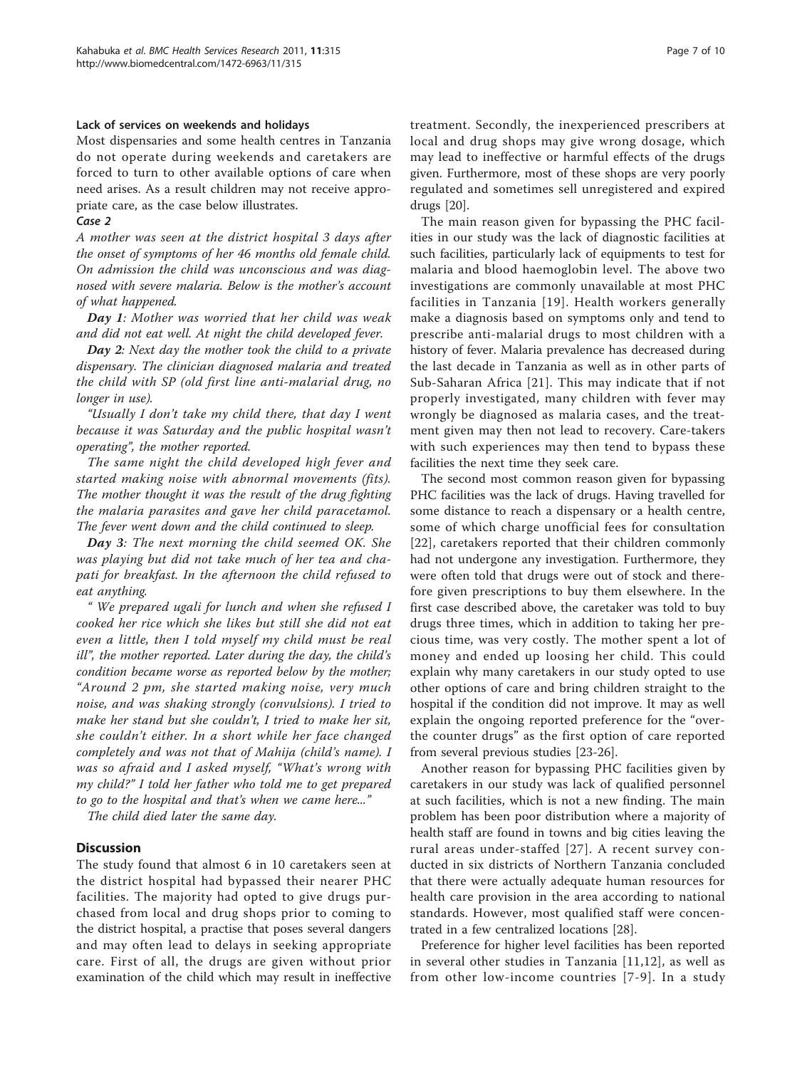#### Lack of services on weekends and holidays

Most dispensaries and some health centres in Tanzania do not operate during weekends and caretakers are forced to turn to other available options of care when need arises. As a result children may not receive appropriate care, as the case below illustrates.

*Case 2*

*A mother was seen at the district hospital 3 days after the onset of symptoms of her 46 months old female child. On admission the child was unconscious and was diagnosed with severe malaria. Below is the mother's account of what happened.*

***Day 1****: Mother was worried that her child was weak and did not eat well. At night the child developed fever.*

***Day 2****: Next day the mother took the child to a private dispensary. The clinician diagnosed malaria and treated the child with SP (old first line anti-malarial drug, no longer in use).*

*"Usually I don't take my child there, that day I went because it was Saturday and the public hospital wasn't operating", the mother reported.*

*The same night the child developed high fever and started making noise with abnormal movements (fits). The mother thought it was the result of the drug fighting the malaria parasites and gave her child paracetamol. The fever went down and the child continued to sleep.*

***Day 3****: The next morning the child seemed OK. She was playing but did not take much of her tea and chapati for breakfast. In the afternoon the child refused to eat anything.*

*" We prepared ugali for lunch and when she refused I cooked her rice which she likes but still she did not eat even a little, then I told myself my child must be real ill", the mother reported. Later during the day, the child's condition became worse as reported below by the mother; "Around 2 pm, she started making noise, very much noise, and was shaking strongly (convulsions). I tried to make her stand but she couldn't, I tried to make her sit, she couldn't either. In a short while her face changed completely and was not that of Mahija (child's name). I was so afraid and I asked myself, "What's wrong with my child?" I told her father who told me to get prepared to go to the hospital and that's when we came here..."*

*The child died later the same day.*

## Discussion

The study found that almost 6 in 10 caretakers seen at the district hospital had bypassed their nearer PHC facilities. The majority had opted to give drugs purchased from local and drug shops prior to coming to the district hospital, a practise that poses several dangers and may often lead to delays in seeking appropriate care. First of all, the drugs are given without prior examination of the child which may result in ineffective treatment. Secondly, the inexperienced prescribers at local and drug shops may give wrong dosage, which may lead to ineffective or harmful effects of the drugs given. Furthermore, most of these shops are very poorly regulated and sometimes sell unregistered and expired drugs [20].

The main reason given for bypassing the PHC facilities in our study was the lack of diagnostic facilities at such facilities, particularly lack of equipments to test for malaria and blood haemoglobin level. The above two investigations are commonly unavailable at most PHC facilities in Tanzania [19]. Health workers generally make a diagnosis based on symptoms only and tend to prescribe anti-malarial drugs to most children with a history of fever. Malaria prevalence has decreased during the last decade in Tanzania as well as in other parts of Sub-Saharan Africa [21]. This may indicate that if not properly investigated, many children with fever may wrongly be diagnosed as malaria cases, and the treatment given may then not lead to recovery. Care-takers with such experiences may then tend to bypass these facilities the next time they seek care.

The second most common reason given for bypassing PHC facilities was the lack of drugs. Having travelled for some distance to reach a dispensary or a health centre, some of which charge unofficial fees for consultation [22], caretakers reported that their children commonly had not undergone any investigation. Furthermore, they were often told that drugs were out of stock and therefore given prescriptions to buy them elsewhere. In the first case described above, the caretaker was told to buy drugs three times, which in addition to taking her precious time, was very costly. The mother spent a lot of money and ended up loosing her child. This could explain why many caretakers in our study opted to use other options of care and bring children straight to the hospital if the condition did not improve. It may as well explain the ongoing reported preference for the "over-the counter drugs" as the first option of care reported from several previous studies [23-26].

Another reason for bypassing PHC facilities given by caretakers in our study was lack of qualified personnel at such facilities, which is not a new finding. The main problem has been poor distribution where a majority of health staff are found in towns and big cities leaving the rural areas under-staffed [27]. A recent survey conducted in six districts of Northern Tanzania concluded that there were actually adequate human resources for health care provision in the area according to national standards. However, most qualified staff were concentrated in a few centralized locations [28].

Preference for higher level facilities has been reported in several other studies in Tanzania [11,12], as well as from other low-income countries [7-9]. In a study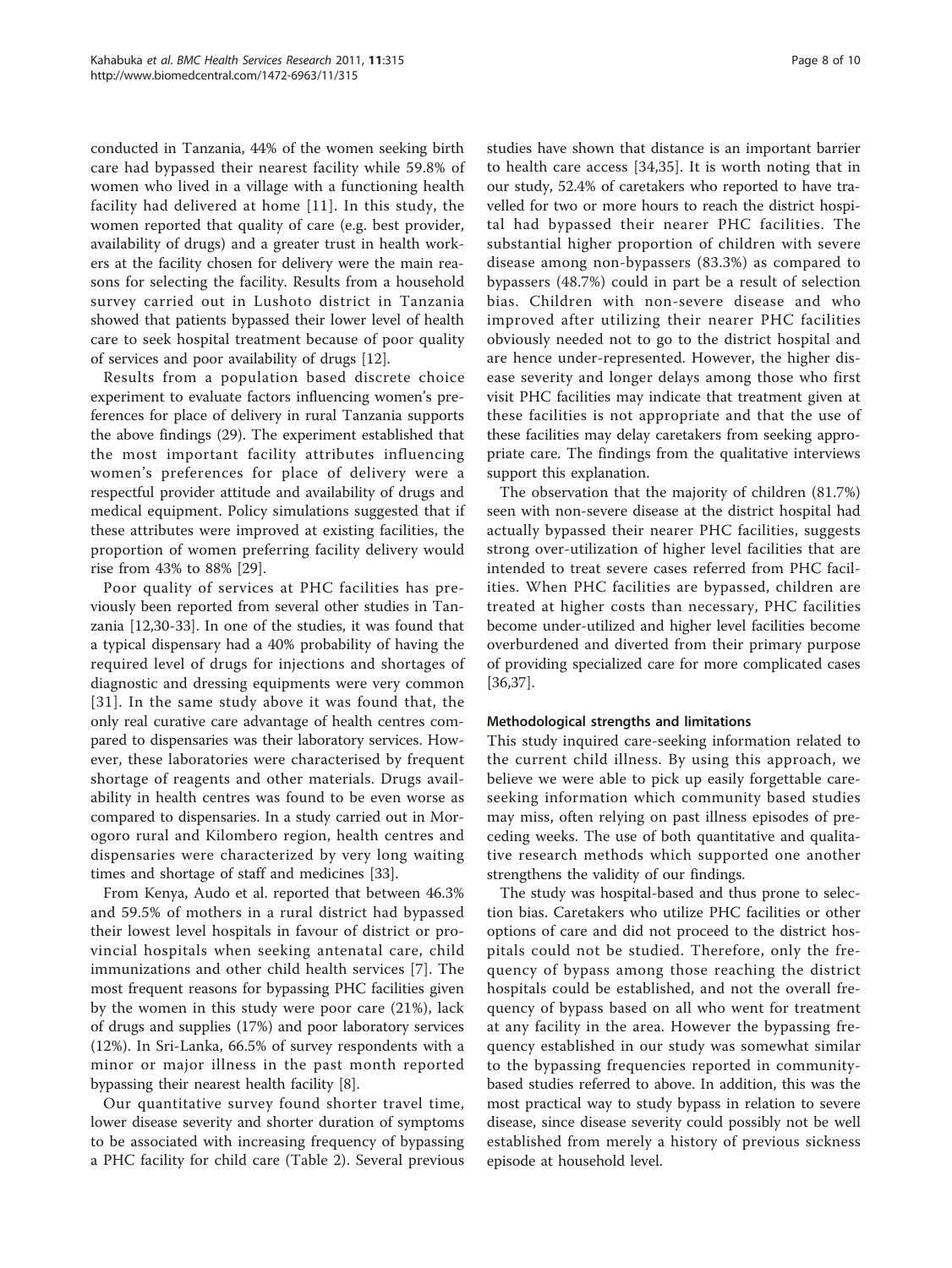conducted in Tanzania, 44% of the women seeking birth care had bypassed their nearest facility while 59.8% of women who lived in a village with a functioning health facility had delivered at home [11]. In this study, the women reported that quality of care (e.g. best provider, availability of drugs) and a greater trust in health workers at the facility chosen for delivery were the main reasons for selecting the facility. Results from a household survey carried out in Lushoto district in Tanzania showed that patients bypassed their lower level of health care to seek hospital treatment because of poor quality of services and poor availability of drugs [12].

Results from a population based discrete choice experiment to evaluate factors influencing women's preferences for place of delivery in rural Tanzania supports the above findings (29). The experiment established that the most important facility attributes influencing women's preferences for place of delivery were a respectful provider attitude and availability of drugs and medical equipment. Policy simulations suggested that if these attributes were improved at existing facilities, the proportion of women preferring facility delivery would rise from 43% to 88% [29].

Poor quality of services at PHC facilities has previously been reported from several other studies in Tanzania [12,30-33]. In one of the studies, it was found that a typical dispensary had a 40% probability of having the required level of drugs for injections and shortages of diagnostic and dressing equipments were very common [31]. In the same study above it was found that, the only real curative care advantage of health centres compared to dispensaries was their laboratory services. However, these laboratories were characterised by frequent shortage of reagents and other materials. Drugs availability in health centres was found to be even worse as compared to dispensaries. In a study carried out in Morogoro rural and Kilombero region, health centres and dispensaries were characterized by very long waiting times and shortage of staff and medicines [33].

From Kenya, Audo et al. reported that between 46.3% and 59.5% of mothers in a rural district had bypassed their lowest level hospitals in favour of district or provincial hospitals when seeking antenatal care, child immunizations and other child health services [7]. The most frequent reasons for bypassing PHC facilities given by the women in this study were poor care (21%), lack of drugs and supplies (17%) and poor laboratory services (12%). In Sri-Lanka, 66.5% of survey respondents with a minor or major illness in the past month reported bypassing their nearest health facility [8].

Our quantitative survey found shorter travel time, lower disease severity and shorter duration of symptoms to be associated with increasing frequency of bypassing a PHC facility for child care (Table 2). Several previous studies have shown that distance is an important barrier to health care access [34,35]. It is worth noting that in our study, 52.4% of caretakers who reported to have travelled for two or more hours to reach the district hospital had bypassed their nearer PHC facilities. The substantial higher proportion of children with severe disease among non-bypassers (83.3%) as compared to bypassers (48.7%) could in part be a result of selection bias. Children with non-severe disease and who improved after utilizing their nearer PHC facilities obviously needed not to go to the district hospital and are hence under-represented. However, the higher disease severity and longer delays among those who first visit PHC facilities may indicate that treatment given at these facilities is not appropriate and that the use of these facilities may delay caretakers from seeking appropriate care. The findings from the qualitative interviews support this explanation.

The observation that the majority of children (81.7%) seen with non-severe disease at the district hospital had actually bypassed their nearer PHC facilities, suggests strong over-utilization of higher level facilities that are intended to treat severe cases referred from PHC facilities. When PHC facilities are bypassed, children are treated at higher costs than necessary, PHC facilities become under-utilized and higher level facilities become overburdened and diverted from their primary purpose of providing specialized care for more complicated cases [36,37].

### Methodological strengths and limitations

This study inquired care-seeking information related to the current child illness. By using this approach, we believe we were able to pick up easily forgettable care-seeking information which community based studies may miss, often relying on past illness episodes of preceding weeks. The use of both quantitative and qualitative research methods which supported one another strengthens the validity of our findings.

The study was hospital-based and thus prone to selection bias. Caretakers who utilize PHC facilities or other options of care and did not proceed to the district hospitals could not be studied. Therefore, only the frequency of bypass among those reaching the district hospitals could be established, and not the overall frequency of bypass based on all who went for treatment at any facility in the area. However the bypassing frequency established in our study was somewhat similar to the bypassing frequencies reported in community-based studies referred to above. In addition, this was the most practical way to study bypass in relation to severe disease, since disease severity could possibly not be well established from merely a history of previous sickness episode at household level.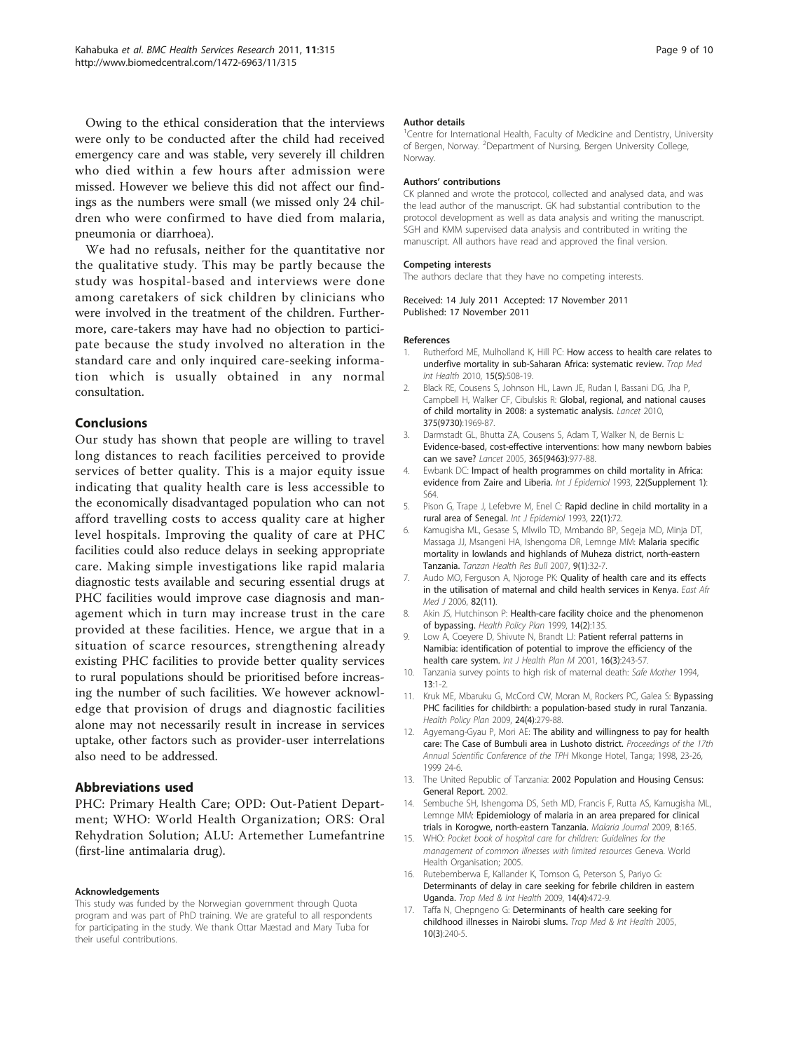Owing to the ethical consideration that the interviews were only to be conducted after the child had received emergency care and was stable, very severely ill children who died within a few hours after admission were missed. However we believe this did not affect our findings as the numbers were small (we missed only 24 children who were confirmed to have died from malaria, pneumonia or diarrhoea).

We had no refusals, neither for the quantitative nor the qualitative study. This may be partly because the study was hospital-based and interviews were done among caretakers of sick children by clinicians who were involved in the treatment of the children. Furthermore, care-takers may have had no objection to participate because the study involved no alteration in the standard care and only inquired care-seeking information which is usually obtained in any normal consultation.

## Conclusions

Our study has shown that people are willing to travel long distances to reach facilities perceived to provide services of better quality. This is a major equity issue indicating that quality health care is less accessible to the economically disadvantaged population who can not afford travelling costs to access quality care at higher level hospitals. Improving the quality of care at PHC facilities could also reduce delays in seeking appropriate care. Making simple investigations like rapid malaria diagnostic tests available and securing essential drugs at PHC facilities would improve case diagnosis and management which in turn may increase trust in the care provided at these facilities. Hence, we argue that in a situation of scarce resources, strengthening already existing PHC facilities to provide better quality services to rural populations should be prioritised before increasing the number of such facilities. We however acknowledge that provision of drugs and diagnostic facilities alone may not necessarily result in increase in services uptake, other factors such as provider-user interrelations also need to be addressed.

## Abbreviations used

PHC: Primary Health Care; OPD: Out-Patient Department; WHO: World Health Organization; ORS: Oral Rehydration Solution; ALU: Artemether Lumefantrine (first-line antimalaria drug).

#### Acknowledgements

This study was funded by the Norwegian government through Quota program and was part of PhD training. We are grateful to all respondents for participating in the study. We thank Ottar Mæstad and Mary Tuba for their useful contributions.

#### Author details

[1]Centre for International Health, Faculty of Medicine and Dentistry, University of Bergen, Norway. [2]Department of Nursing, Bergen University College, Norway.

#### Authors' contributions

CK planned and wrote the protocol, collected and analysed data, and was the lead author of the manuscript. GK had substantial contribution to the protocol development as well as data analysis and writing the manuscript. SGH and KMM supervised data analysis and contributed in writing the manuscript. All authors have read and approved the final version.

#### Competing interests

The authors declare that they have no competing interests.

Received: 14 July 2011 Accepted: 17 November 2011
Published: 17 November 2011

#### References

1. Rutherford ME, Mulholland K, Hill PC: **How access to health care relates to underfive mortality in sub-Saharan Africa: systematic review.** *Trop Med Int Health* 2010, **15(5)**:508-19.
2. Black RE, Cousens S, Johnson HL, Lawn JE, Rudan I, Bassani DG, Jha P, Campbell H, Walker CF, Cibulskis R: **Global, regional, and national causes of child mortality in 2008: a systematic analysis.** *Lancet* 2010, **375(9730)**:1969-87.
3. Darmstadt GL, Bhutta ZA, Cousens S, Adam T, Walker N, de Bernis L: **Evidence-based, cost-effective interventions: how many newborn babies can we save?** *Lancet* 2005, **365(9463)**:977-88.
4. Ewbank DC: **Impact of health programmes on child mortality in Africa: evidence from Zaire and Liberia.** *Int J Epidemiol* 1993, **22(Supplement 1)**: S64.
5. Pison G, Trape J, Lefebvre M, Enel C: **Rapid decline in child mortality in a rural area of Senegal.** *Int J Epidemiol* 1993, **22(1)**:72.
6. Kamugisha ML, Gesase S, Mlwilo TD, Mmbando BP, Segeja MD, Minja DT, Massaga JJ, Msangeni HA, Ishengoma DR, Lemnge MM: **Malaria specific mortality in lowlands and highlands of Muheza district, north-eastern Tanzania.** *Tanzan Health Res Bull* 2007, **9(1)**:32-7.
7. Audo MO, Ferguson A, Njoroge PK: **Quality of health care and its effects in the utilisation of maternal and child health services in Kenya.** *East Afr Med J* 2006, **82(11)**.
8. Akin JS, Hutchinson P: **Health-care facility choice and the phenomenon of bypassing.** *Health Policy Plan* 1999, **14(2)**:135.
9. Low A, Coeyere D, Shivute N, Brandt LJ: **Patient referral patterns in Namibia: identification of potential to improve the efficiency of the health care system.** *Int J Health Plan M* 2001, **16(3)**:243-57.
10. Tanzania survey points to high risk of maternal death: *Safe Mother* 1994, **13**:1-2.
11. Kruk ME, Mbaruku G, McCord CW, Moran M, Rockers PC, Galea S: **Bypassing PHC facilities for childbirth: a population-based study in rural Tanzania.** *Health Policy Plan* 2009, **24(4)**:279-88.
12. Agyemang-Gyau P, Mori AE: **The ability and willingness to pay for health care: The Case of Bumbuli area in Lushoto district.** *Proceedings of the 17th Annual Scientific Conference of the TPH* Mkonge Hotel, Tanga; 1998, 23-26, 1999 24-6.
13. The United Republic of Tanzania: **2002 Population and Housing Census: General Report.** 2002.
14. Sembuche SH, Ishengoma DS, Seth MD, Francis F, Rutta AS, Kamugisha ML, Lemnge MM: **Epidemiology of malaria in an area prepared for clinical trials in Korogwe, north-eastern Tanzania.** *Malaria Journal* 2009, **8**:165.
15. WHO: *Pocket book of hospital care for children: Guidelines for the management of common illnesses with limited resources* Geneva. World Health Organisation; 2005.
16. Rutebemberwa E, Kallander K, Tomson G, Peterson S, Pariyo G: **Determinants of delay in care seeking for febrile children in eastern Uganda.** *Trop Med & Int Health* 2009, **14(4)**:472-9.
17. Taffa N, Chepngeno G: **Determinants of health care seeking for childhood illnesses in Nairobi slums.** *Trop Med & Int Health* 2005, **10(3)**:240-5.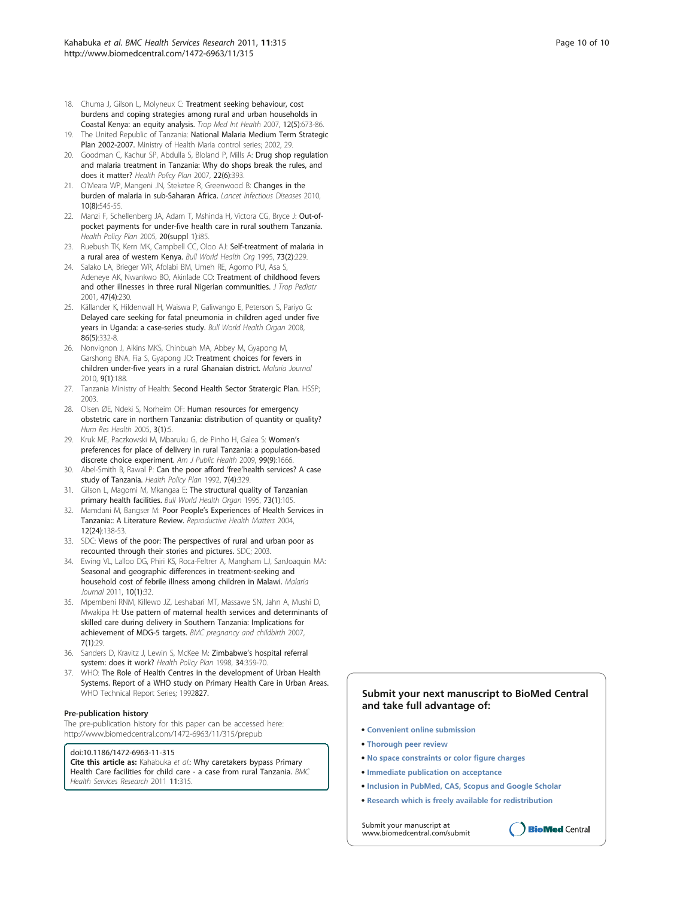18. Chuma J, Gilson L, Molyneux C: **Treatment seeking behaviour, cost burdens and coping strategies among rural and urban households in Coastal Kenya: an equity analysis.** *Trop Med Int Health* 2007, **12(5)**:673-86.
19. The United Republic of Tanzania: **National Malaria Medium Term Strategic Plan 2002-2007.** Ministry of Health Maria control series; 2002, 29.
20. Goodman C, Kachur SP, Abdulla S, Bloland P, Mills A: **Drug shop regulation and malaria treatment in Tanzania: Why do shops break the rules, and does it matter?** *Health Policy Plan* 2007, **22(6)**:393.
21. O'Meara WP, Mangeni JN, Steketee R, Greenwood B: **Changes in the burden of malaria in sub-Saharan Africa.** *Lancet Infectious Diseases* 2010, **10(8)**:545-55.
22. Manzi F, Schellenberg JA, Adam T, Mshinda H, Victora CG, Bryce J: **Out-of-pocket payments for under-five health care in rural southern Tanzania.** *Health Policy Plan* 2005, **20(suppl 1)**:i85.
23. Ruebush TK, Kern MK, Campbell CC, Oloo AJ: **Self-treatment of malaria in a rural area of western Kenya.** *Bull World Health Org* 1995, **73(2)**:229.
24. Salako LA, Brieger WR, Afolabi BM, Umeh RE, Agomo PU, Asa S, Adeneye AK, Nwankwo BO, Akinlade CO: **Treatment of childhood fevers and other illnesses in three rural Nigerian communities.** *J Trop Pediatr* 2001, **47(4)**:230.
25. Källander K, Hildenwall H, Waiswa P, Galiwango E, Peterson S, Pariyo G: **Delayed care seeking for fatal pneumonia in children aged under five years in Uganda: a case-series study.** *Bull World Health Organ* 2008, **86(5)**:332-8.
26. Nonvignon J, Aikins MKS, Chinbuah MA, Abbey M, Gyapong M, Garshong BNA, Fia S, Gyapong JO: **Treatment choices for fevers in children under-five years in a rural Ghanaian district.** *Malaria Journal* 2010, **9(1)**:188.
27. Tanzania Ministry of Health: **Second Health Sector Stratergic Plan.** HSSP; 2003.
28. Olsen ØE, Ndeki S, Norheim OF: **Human resources for emergency obstetric care in northern Tanzania: distribution of quantity or quality?** *Hum Res Health* 2005, **3(1)**:5.
29. Kruk ME, Paczkowski M, Mbaruku G, de Pinho H, Galea S: **Women's preferences for place of delivery in rural Tanzania: a population-based discrete choice experiment.** *Am J Public Health* 2009, **99(9)**:1666.
30. Abel-Smith B, Rawal P: **Can the poor afford 'free'health services? A case study of Tanzania.** *Health Policy Plan* 1992, **7(4)**:329.
31. Gilson L, Magomi M, Mkangaa E: **The structural quality of Tanzanian primary health facilities.** *Bull World Health Organ* 1995, **73(1)**:105.
32. Mamdani M, Bangser M: **Poor People's Experiences of Health Services in Tanzania:: A Literature Review.** *Reproductive Health Matters* 2004, **12(24)**:138-53.
33. SDC: **Views of the poor: The perspectives of rural and urban poor as recounted through their stories and pictures.** SDC; 2003.
34. Ewing VL, Lalloo DG, Phiri KS, Roca-Feltrer A, Mangham LJ, SanJoaquin MA: **Seasonal and geographic differences in treatment-seeking and household cost of febrile illness among children in Malawi.** *Malaria Journal* 2011, **10(1)**:32.
35. Mpembeni RNM, Killewo JZ, Leshabari MT, Massawe SN, Jahn A, Mushi D, Mwakipa H: **Use pattern of maternal health services and determinants of skilled care during delivery in Southern Tanzania: Implications for achievement of MDG-5 targets.** *BMC pregnancy and childbirth* 2007, **7(1)**:29.
36. Sanders D, Kravitz J, Lewin S, McKee M: **Zimbabwe's hospital referral system: does it work?** *Health Policy Plan* 1998, **34**:359-70.
37. WHO: **The Role of Health Centres in the development of Urban Health Systems. Report of a WHO study on Primary Health Care in Urban Areas.** WHO Technical Report Series; 1992**827**.

#### Pre-publication history

The pre-publication history for this paper can be accessed here: http://www.biomedcentral.com/1472-6963/11/315/prepub

doi:10.1186/1472-6963-11-315

**Cite this article as:** Kahabuka *et al.*: Why caretakers bypass Primary Health Care facilities for child care - a case from rural Tanzania. *BMC Health Services Research* 2011 **11**:315.